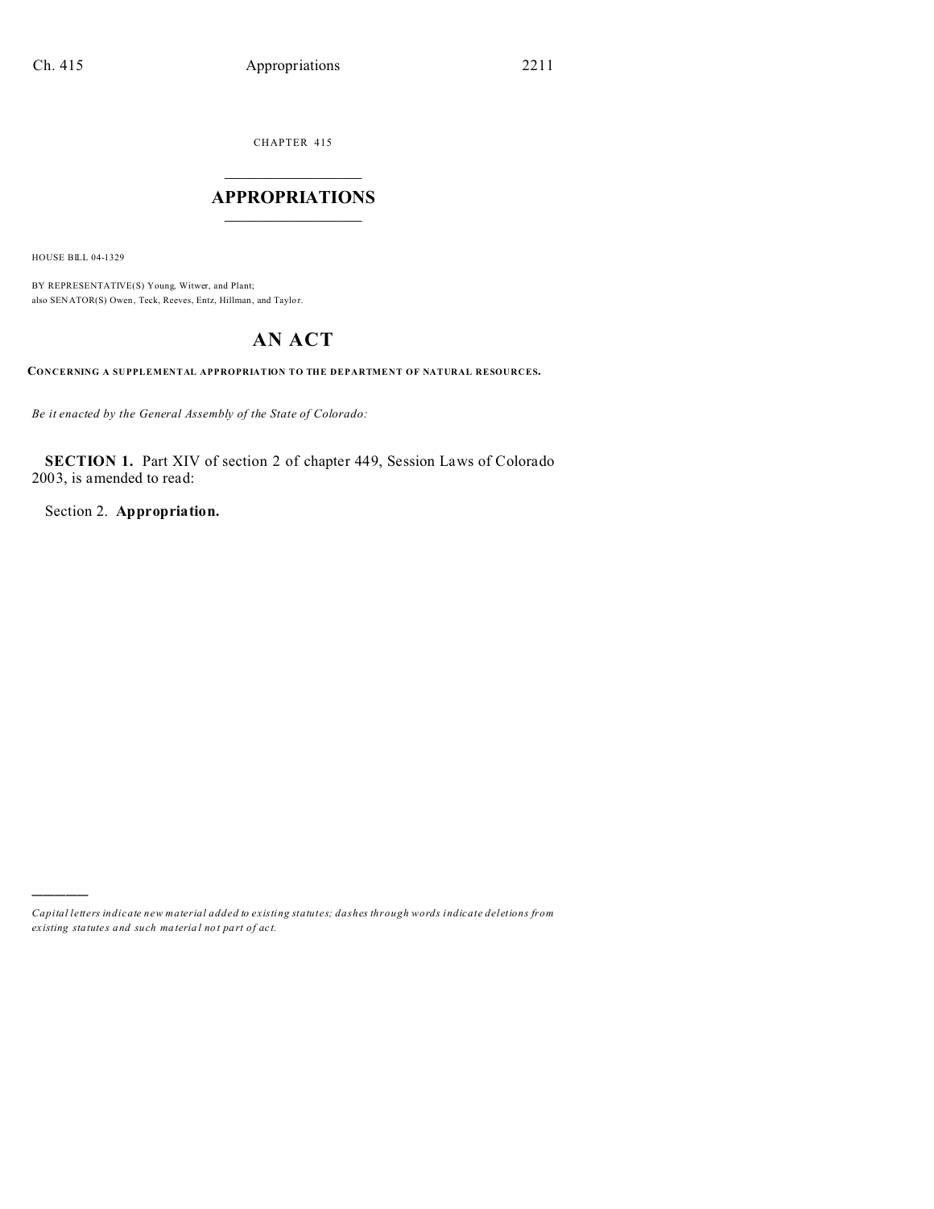CHAPTER 415

# APPROPRIATIONS

HOUSE BILL 04-1329

BY REPRESENTATIVE(S) Young, Witwer, and Plant;
also SENATOR(S) Owen, Teck, Reeves, Entz, Hillman, and Taylor.

## AN ACT

**CONCERNING A SUPPLEMENTAL APPROPRIATION TO THE DEPARTMENT OF NATURAL RESOURCES.**

*Be it enacted by the General Assembly of the State of Colorado:*

**SECTION 1.** Part XIV of section 2 of chapter 449, Session Laws of Colorado 2003, is amended to read:

Section 2. **Appropriation.**

*Capital letters indicate new material added to existing statutes; dashes through words indicate deletions from existing statutes and such material not part of act.*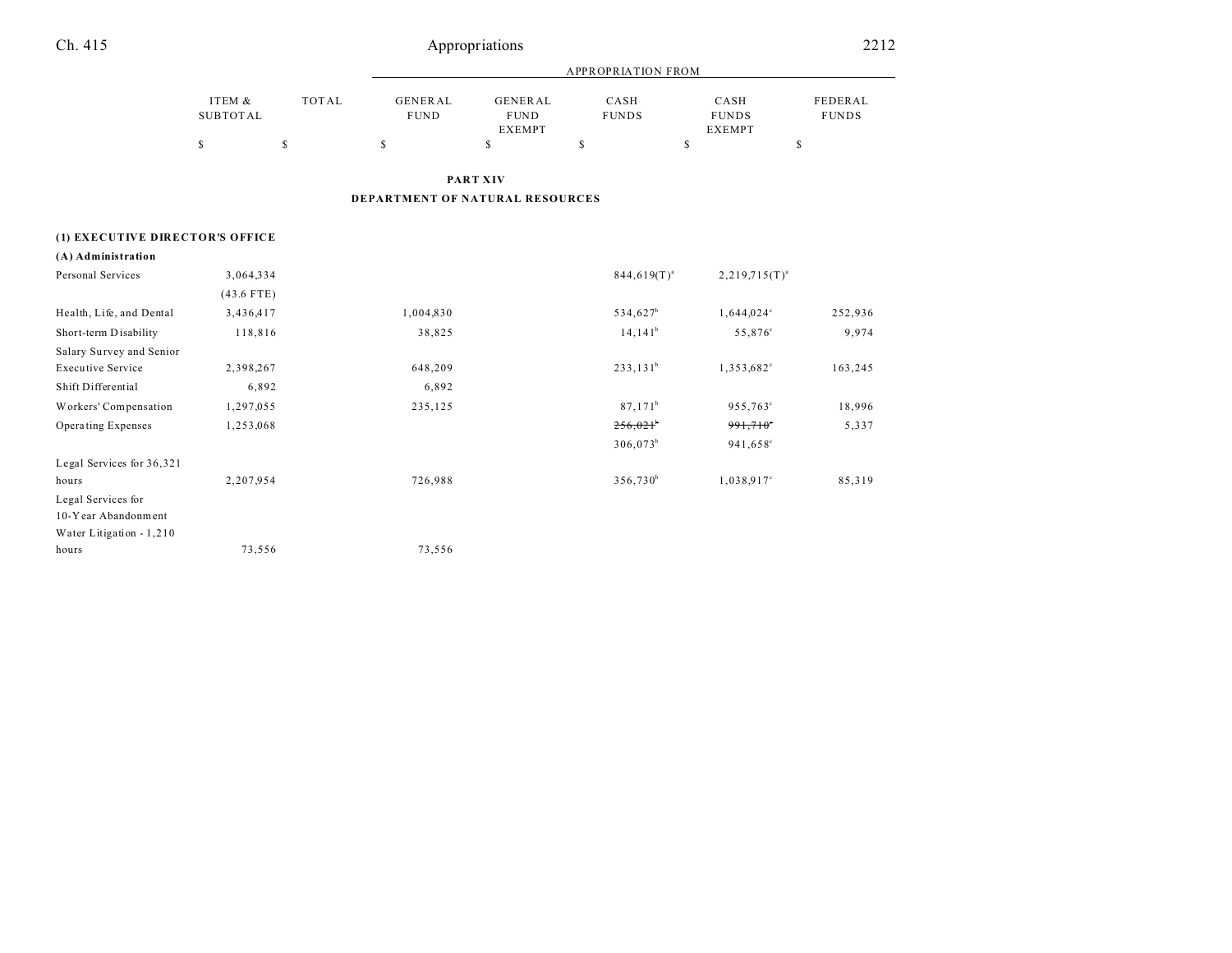## PART XIV

## DEPARTMENT OF NATURAL RESOURCES

| | ITEM & SUBTOTAL | TOTAL | APPROPRIATION FROM GENERAL FUND | GENERAL FUND EXEMPT | CASH FUNDS | CASH FUNDS EXEMPT | FEDERAL FUNDS |
|---|---|---|---|---|---|---|---|
| | $ | $ | $ | $ | $ | $ | $ |
| **(1) EXECUTIVE DIRECTOR'S OFFICE** | | | | | | | |
| **(A) Administration** | | | | | | | |
| Personal Services | 3,064,334 | | | | 844,619(T)[a] | 2,219,715(T)[a] | |
| | (43.6 FTE) | | | | | | |
| Health, Life, and Dental | 3,436,417 | | 1,004,830 | | 534,627[b] | 1,644,024[c] | 252,936 |
| Short-term Disability | 118,816 | | 38,825 | | 14,141[b] | 55,876[c] | 9,974 |
| Salary Survey and Senior Executive Service | 2,398,267 | | 648,209 | | 233,131[b] | 1,353,682[c] | 163,245 |
| Shift Differential | 6,892 | | 6,892 | | | | |
| Workers' Compensation | 1,297,055 | | 235,125 | | 87,171[b] | 955,763[c] | 18,996 |
| Operating Expenses | 1,253,068 | | | | ~~256,021~~[b] | ~~991,710~~[c] | 5,337 |
| | | | | | 306,073[b] | 941,658[c] | |
| Legal Services for 36,321 hours | 2,207,954 | | 726,988 | | 356,730[b] | 1,038,917[c] | 85,319 |
| Legal Services for 10-Year Abandonment Water Litigation - 1,210 hours | 73,556 | | 73,556 | | | | |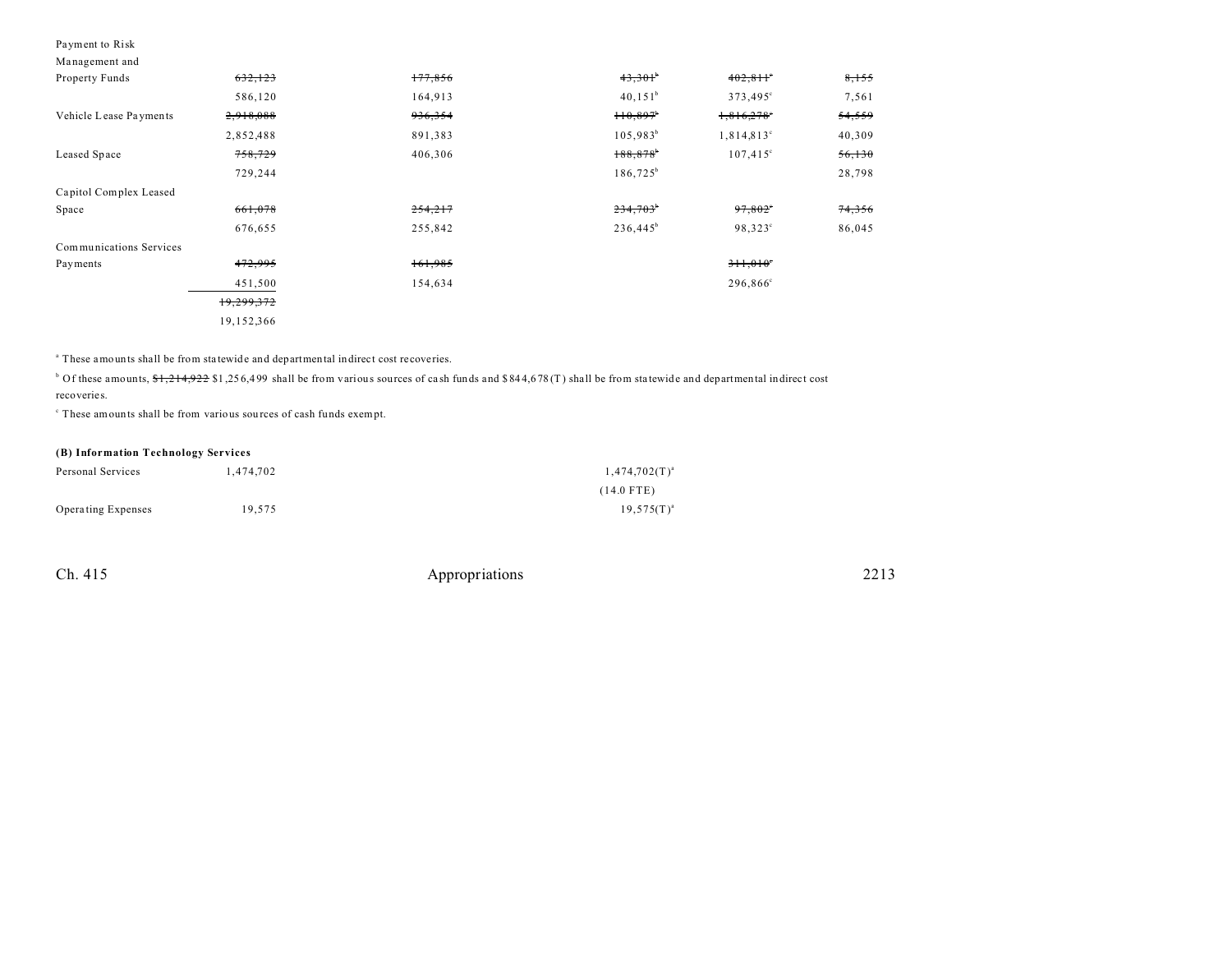| | | | | | |
|---|---|---|---|---|---|
| Payment to Risk Management and Property Funds | ~~632,123~~ | ~~177,856~~ | ~~43,301~~[b] | ~~402,811~~[c] | ~~8,155~~ |
| | 586,120 | 164,913 | 40,151[b] | 373,495[c] | 7,561 |
| Vehicle Lease Payments | ~~2,918,088~~ | ~~936,354~~ | ~~110,897~~[b] | ~~1,816,278~~[c] | ~~54,559~~ |
| | 2,852,488 | 891,383 | 105,983[b] | 1,814,813[c] | 40,309 |
| Leased Space | ~~758,729~~ | 406,306 | ~~188,878~~[b] | 107,415[c] | ~~56,130~~ |
| | 729,244 | | 186,725[b] | | 28,798 |
| Capitol Complex Leased Space | ~~661,078~~ | ~~254,217~~ | ~~234,703~~[b] | ~~97,802~~[c] | ~~74,356~~ |
| | 676,655 | 255,842 | 236,445[b] | 98,323[c] | 86,045 |
| Communications Services Payments | ~~472,995~~ | ~~161,985~~ | | ~~311,010~~[c] | |
| | 451,500 | 154,634 | | 296,866[c] | |
| | ~~19,299,372~~ | | | | |
| | 19,152,366 | | | | |

[a] These amounts shall be from statewide and departmental indirect cost recoveries.

[b] Of these amounts, ~~$1,214,922~~ $1,256,499 shall be from various sources of cash funds and $844,678(T) shall be from statewide and departmental indirect cost recoveries.

[c] These amounts shall be from various sources of cash funds exempt.

**(B) Information Technology Services**

| | | | |
|---|---|---|---|
| Personal Services | 1,474,702 | | 1,474,702(T)[a] |
| | | | (14.0 FTE) |
| Operating Expenses | 19,575 | | 19,575(T)[a] |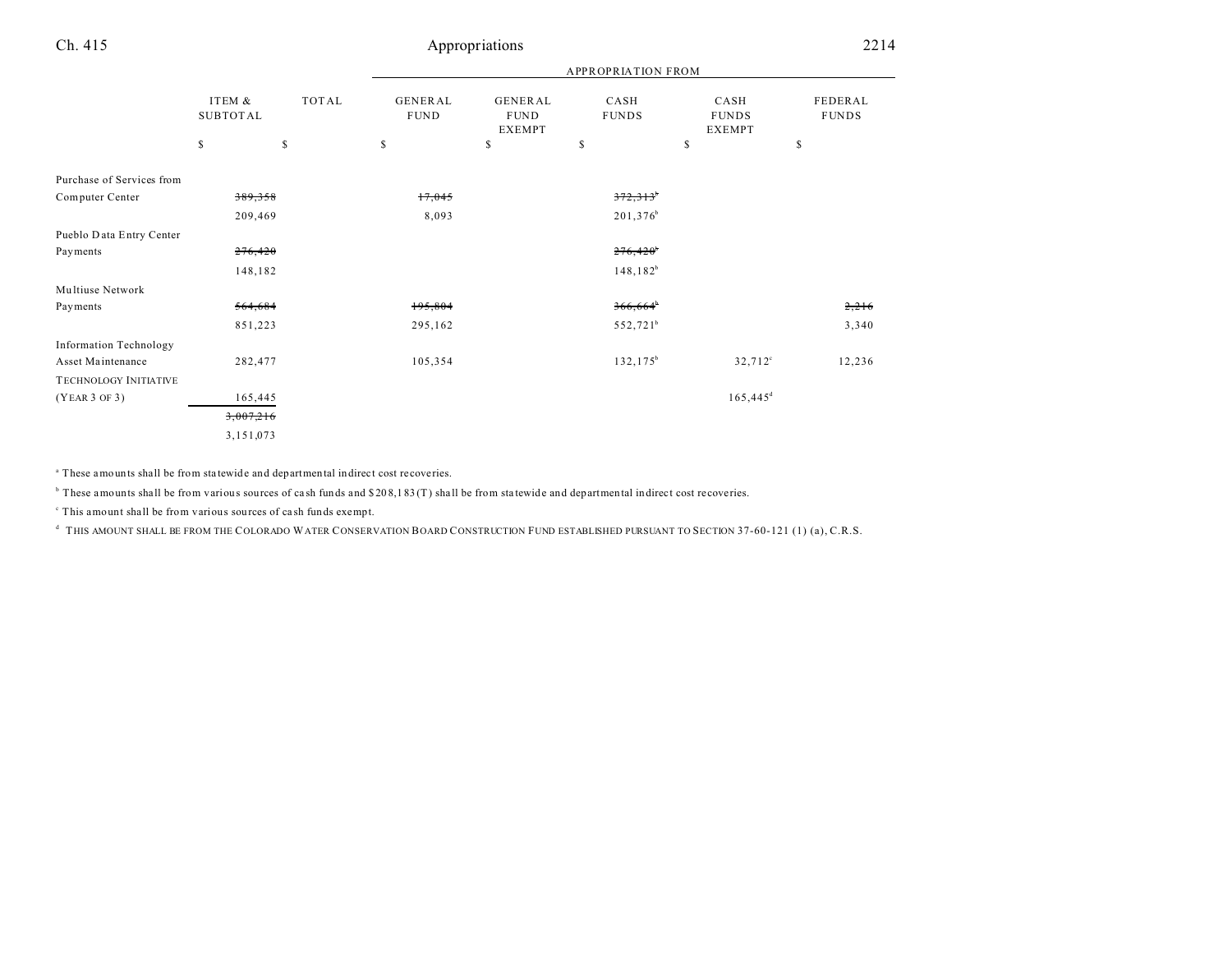| | ITEM & SUBTOTAL | TOTAL | APPROPRIATION FROM | | | | |
|---|---|---|---|---|---|---|---|
| | | | GENERAL FUND | GENERAL FUND EXEMPT | CASH FUNDS | CASH FUNDS EXEMPT | FEDERAL FUNDS |
| | $ | $ | $ | $ | $ | $ | $ |
| Purchase of Services from Computer Center | ~~389,358~~ | | ~~17,045~~ | | ~~372,313~~[b] | | |
| | 209,469 | | 8,093 | | 201,376[b] | | |
| Pueblo Data Entry Center Payments | ~~276,420~~ | | | | ~~276,420~~[b] | | |
| | 148,182 | | | | 148,182[b] | | |
| Multiuse Network Payments | ~~564,684~~ | | ~~195,804~~ | | ~~366,664~~[b] | | ~~2,216~~ |
| | 851,223 | | 295,162 | | 552,721[b] | | 3,340 |
| Information Technology Asset Maintenance | 282,477 | | 105,354 | | 132,175[b] | 32,712[c] | 12,236 |
| TECHNOLOGY INITIATIVE (YEAR 3 OF 3) | 165,445 | | | | | 165,445[d] | |
| | ~~3,007,216~~ | | | | | | |
| | 3,151,073 | | | | | | |

[a] These amounts shall be from statewide and departmental indirect cost recoveries.

[b] These amounts shall be from various sources of cash funds and $208,183(T) shall be from statewide and departmental indirect cost recoveries.

[c] This amount shall be from various sources of cash funds exempt.

[d] THIS AMOUNT SHALL BE FROM THE COLORADO WATER CONSERVATION BOARD CONSTRUCTION FUND ESTABLISHED PURSUANT TO SECTION 37-60-121 (1) (a), C.R.S.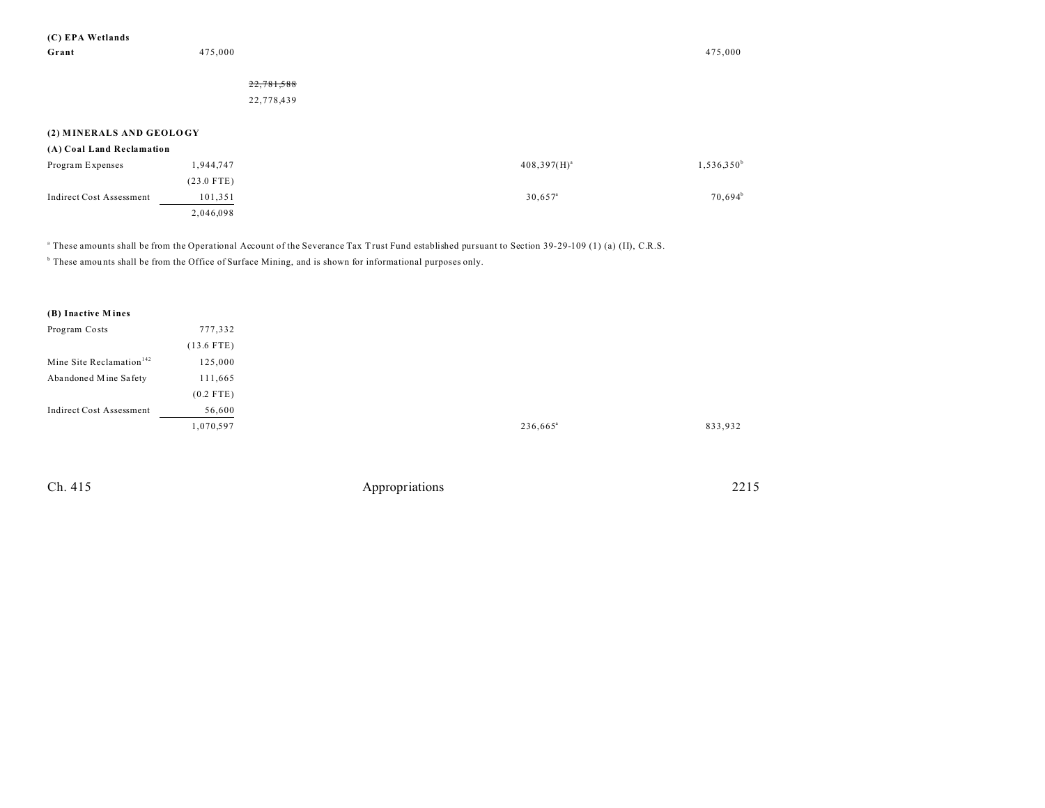| | | | | | | |
|---|---|---|---|---|---|---|
| **(C) EPA Wetlands Grant** | 475,000 | | | | | 475,000 |
| | | ~~22,781,588~~ | | | | |
| | | 22,778,439 | | | | |
| **(2) MINERALS AND GEOLOGY** | | | | | | |
| **(A) Coal Land Reclamation** | | | | | | |
| Program Expenses | 1,944,747 | | | | 408,397(H)[a] | 1,536,350[b] |
| | (23.0 FTE) | | | | | |
| Indirect Cost Assessment | 101,351 | | | | 30,657[a] | 70,694[b] |
| | 2,046,098 | | | | | |

[a] These amounts shall be from the Operational Account of the Severance Tax Trust Fund established pursuant to Section 39-29-109 (1) (a) (II), C.R.S.

[b] These amounts shall be from the Office of Surface Mining, and is shown for informational purposes only.

| | | | | | | |
|---|---|---|---|---|---|---|
| **(B) Inactive Mines** | | | | | | |
| Program Costs | 777,332 | | | | | |
| | (13.6 FTE) | | | | | |
| Mine Site Reclamation[142] | 125,000 | | | | | |
| Abandoned Mine Safety | 111,665 | | | | | |
| | (0.2 FTE) | | | | | |
| Indirect Cost Assessment | 56,600 | | | | | |
| | 1,070,597 | | | | 236,665[a] | 833,932 |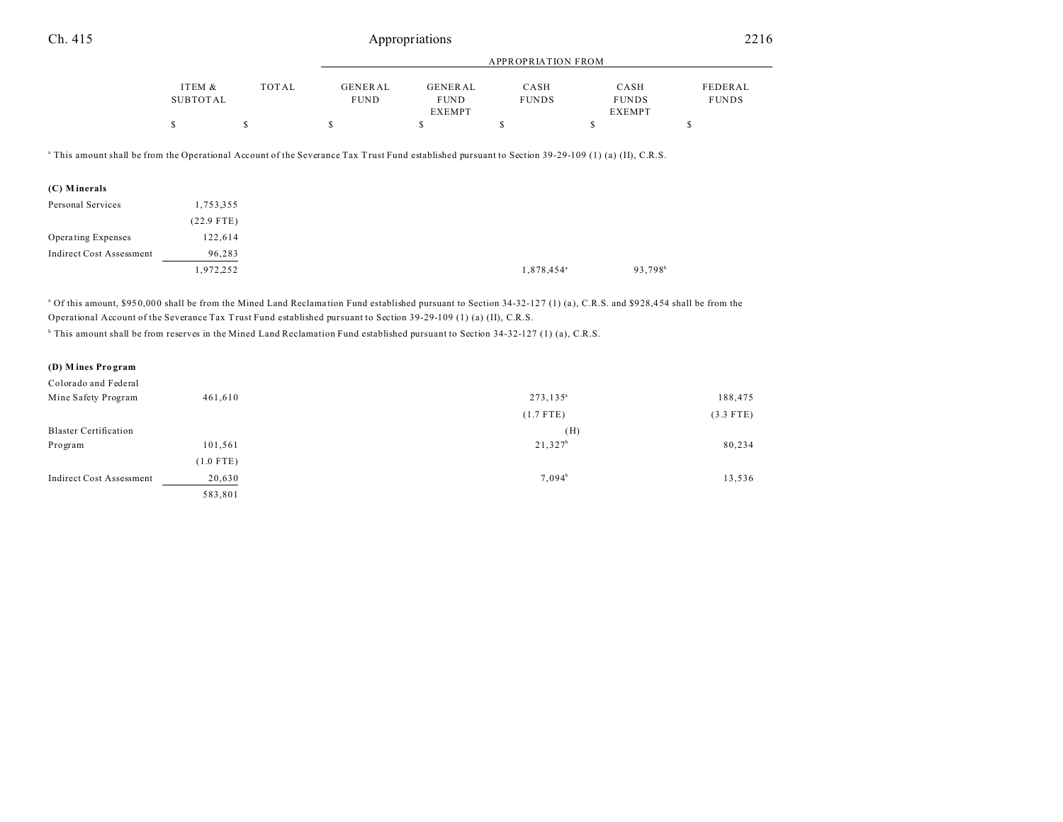| | ITEM & SUBTOTAL | TOTAL | GENERAL FUND | GENERAL FUND EXEMPT | CASH FUNDS | CASH FUNDS EXEMPT | FEDERAL FUNDS |
|---|---|---|---|---|---|---|---|
| | $ | $ | $ | $ | $ | $ | $ |

[a] This amount shall be from the Operational Account of the Severance Tax Trust Fund established pursuant to Section 39-29-109 (1) (a) (II), C.R.S.

| | ITEM & SUBTOTAL | TOTAL | GENERAL FUND | GENERAL FUND EXEMPT | CASH FUNDS | CASH FUNDS EXEMPT | FEDERAL FUNDS |
|---|---|---|---|---|---|---|---|
| **(C) Minerals** | | | | | | | |
| Personal Services | 1,753,355 | | | | | | |
| | (22.9 FTE) | | | | | | |
| Operating Expenses | 122,614 | | | | | | |
| Indirect Cost Assessment | 96,283 | | | | | | |
| | 1,972,252 | | | | 1,878,454[a] | 93,798[b] | |

[a] Of this amount, $950,000 shall be from the Mined Land Reclamation Fund established pursuant to Section 34-32-127 (1) (a), C.R.S. and $928,454 shall be from the Operational Account of the Severance Tax Trust Fund established pursuant to Section 39-29-109 (1) (a) (II), C.R.S.

[b] This amount shall be from reserves in the Mined Land Reclamation Fund established pursuant to Section 34-32-127 (1) (a), C.R.S.

| | ITEM & SUBTOTAL | TOTAL | GENERAL FUND | GENERAL FUND EXEMPT | CASH FUNDS | CASH FUNDS EXEMPT | FEDERAL FUNDS |
|---|---|---|---|---|---|---|---|
| **(D) Mines Program** | | | | | | | |
| Colorado and Federal Mine Safety Program | 461,610 | | | | 273,135[a] | | 188,475 |
| | | | | | (1.7 FTE) | | (3.3 FTE) |
| Blaster Certification Program | 101,561 | | | | 21,327[b] (H) | | 80,234 |
| | (1.0 FTE) | | | | | | |
| Indirect Cost Assessment | 20,630 | | | | 7,094[b] | | 13,536 |
| | 583,801 | | | | | | |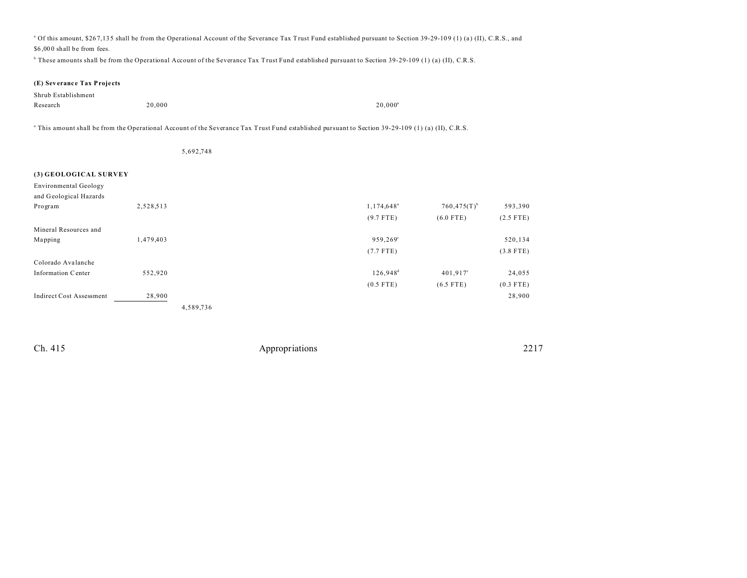[a] Of this amount, $267,135 shall be from the Operational Account of the Severance Tax Trust Fund established pursuant to Section 39-29-109 (1) (a) (II), C.R.S., and $6,000 shall be from fees.

[b] These amounts shall be from the Operational Account of the Severance Tax Trust Fund established pursuant to Section 39-29-109 (1) (a) (II), C.R.S.

**(E) Severance Tax Projects**

| | | | | | |
|---|---|---|---|---|---|
| Shrub Establishment Research | 20,000 | | 20,000[a] | | |

[a] This amount shall be from the Operational Account of the Severance Tax Trust Fund established pursuant to Section 39-29-109 (1) (a) (II), C.R.S.

5,692,748

**(3) GEOLOGICAL SURVEY**

| | | | | | |
|---|---|---|---|---|---|
| Environmental Geology and Geological Hazards Program | 2,528,513 | | 1,174,648[a] | 760,475(T)[b] | 593,390 |
| | | | (9.7 FTE) | (6.0 FTE) | (2.5 FTE) |
| Mineral Resources and Mapping | 1,479,403 | | 959,269[c] | | 520,134 |
| | | | (7.7 FTE) | | (3.8 FTE) |
| Colorado Avalanche Information Center | 552,920 | | 126,948[d] | 401,917[e] | 24,055 |
| | | | (0.5 FTE) | (6.5 FTE) | (0.3 FTE) |
| Indirect Cost Assessment | 28,900 | | | | 28,900 |
| | | 4,589,736 | | | |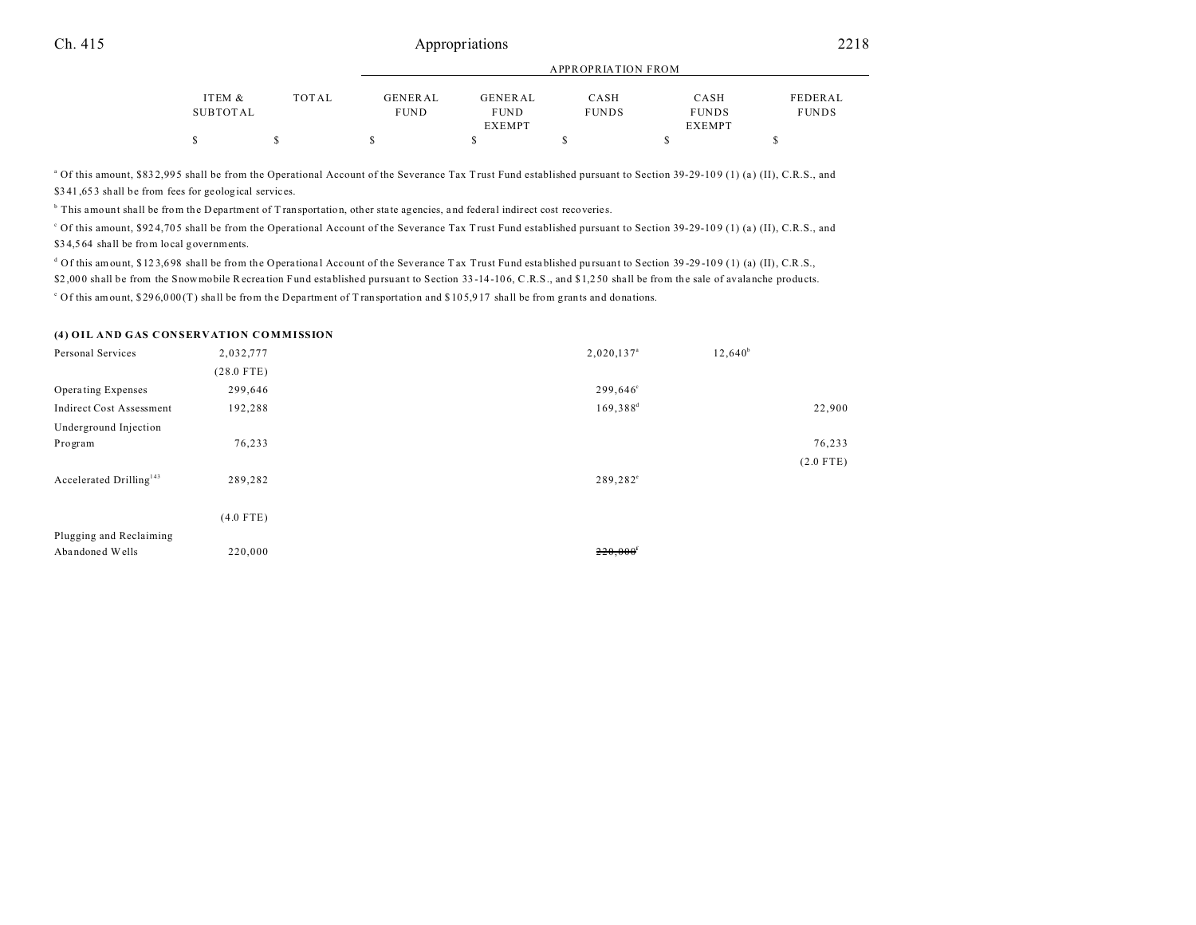| | ITEM & SUBTOTAL | TOTAL | GENERAL FUND | GENERAL FUND EXEMPT | CASH FUNDS | CASH FUNDS EXEMPT | FEDERAL FUNDS |
|---|---|---|---|---|---|---|---|
| | | | APPROPRIATION FROM | | | | |
| | $ | $ | $ | $ | $ | $ | $ |

[a] Of this amount, $832,995 shall be from the Operational Account of the Severance Tax Trust Fund established pursuant to Section 39-29-109 (1) (a) (II), C.R.S., and $341,653 shall be from fees for geological services.

[b] This amount shall be from the Department of Transportation, other state agencies, and federal indirect cost recoveries.

[c] Of this amount, $924,705 shall be from the Operational Account of the Severance Tax Trust Fund established pursuant to Section 39-29-109 (1) (a) (II), C.R.S., and $34,564 shall be from local governments.

[d] Of this amount, $123,698 shall be from the Operational Account of the Severance Tax Trust Fund established pursuant to Section 39-29-109 (1) (a) (II), C.R.S., $2,000 shall be from the Snowmobile Recreation Fund established pursuant to Section 33-14-106, C.R.S., and $1,250 shall be from the sale of avalanche products.

[e] Of this amount, $296,000(T) shall be from the Department of Transportation and $105,917 shall be from grants and donations.

**(4) OIL AND GAS CONSERVATION COMMISSION**

| | ITEM & SUBTOTAL | TOTAL | GENERAL FUND | GENERAL FUND EXEMPT | CASH FUNDS | CASH FUNDS EXEMPT | FEDERAL FUNDS |
|---|---|---|---|---|---|---|---|
| Personal Services | 2,032,777 | | | | 2,020,137[a] | 12,640[b] | |
| | (28.0 FTE) | | | | | | |
| Operating Expenses | 299,646 | | | | 299,646[c] | | |
| Indirect Cost Assessment | 192,288 | | | | 169,388[d] | | 22,900 |
| Underground Injection Program | 76,233 | | | | | | 76,233 |
| | | | | | | | (2.0 FTE) |
| Accelerated Drilling[143] | 289,282 | | | | 289,282[e] | | |
| | (4.0 FTE) | | | | | | |
| Plugging and Reclaiming Abandoned Wells | 220,000 | | | | ~~220,000~~[f] | | |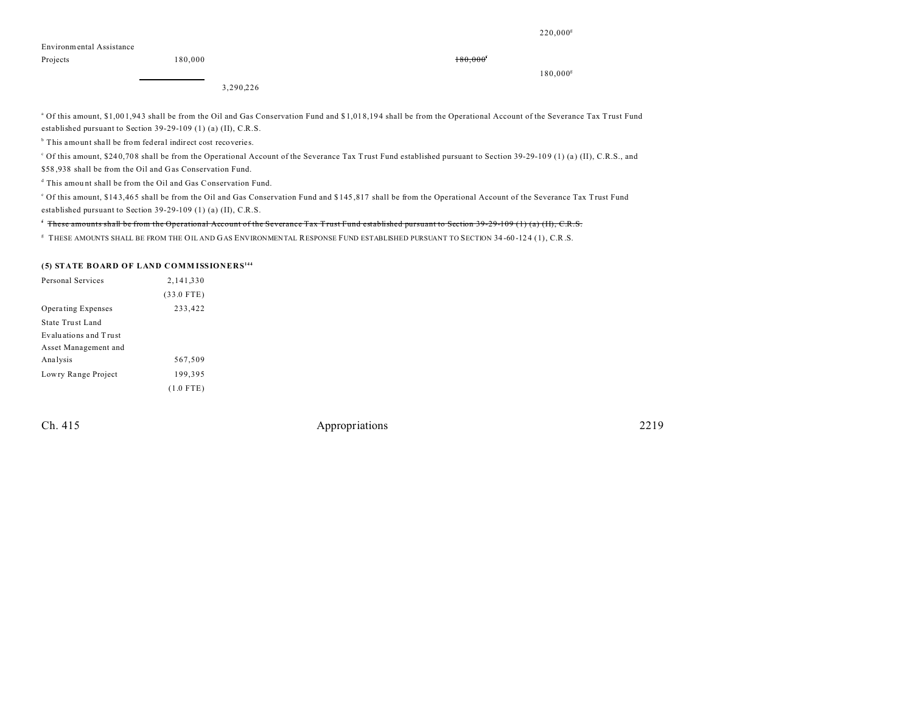| | | | | | |
|---|---|---|---|---|---|
| | | | | 220,000[g] | |
| Environmental Assistance Projects | 180,000 | | ~~180,000~~[f] | | |
| | | | | 180,000[g] | |
| | | 3,290,226 | | | |

[a] Of this amount, $1,001,943 shall be from the Oil and Gas Conservation Fund and $1,018,194 shall be from the Operational Account of the Severance Tax Trust Fund established pursuant to Section 39-29-109 (1) (a) (II), C.R.S.

[b] This amount shall be from federal indirect cost recoveries.

[c] Of this amount, $240,708 shall be from the Operational Account of the Severance Tax Trust Fund established pursuant to Section 39-29-109 (1) (a) (II), C.R.S., and $58,938 shall be from the Oil and Gas Conservation Fund.

[d] This amount shall be from the Oil and Gas Conservation Fund.

[e] Of this amount, $143,465 shall be from the Oil and Gas Conservation Fund and $145,817 shall be from the Operational Account of the Severance Tax Trust Fund established pursuant to Section 39-29-109 (1) (a) (II), C.R.S.

[f] ~~These amounts shall be from the Operational Account of the Severance Tax Trust Fund established pursuant to Section 39-29-109 (1) (a) (II), C.R.S.~~

[g] THESE AMOUNTS SHALL BE FROM THE OIL AND GAS ENVIRONMENTAL RESPONSE FUND ESTABLISHED PURSUANT TO SECTION 34-60-124 (1), C.R.S.

**(5) STATE BOARD OF LAND COMMISSIONERS[144]**

| | |
|---|---|
| Personal Services | 2,141,330 |
| | (33.0 FTE) |
| Operating Expenses | 233,422 |
| State Trust Land Evaluations and Trust Asset Management and Analysis | 567,509 |
| Lowry Range Project | 199,395 |
| | (1.0 FTE) |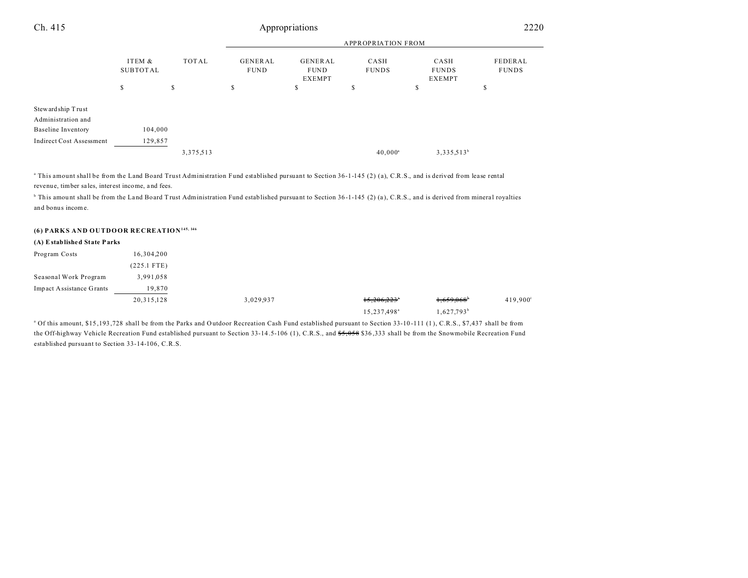| | ITEM & SUBTOTAL | TOTAL | APPROPRIATION FROM GENERAL FUND | GENERAL FUND EXEMPT | CASH FUNDS | CASH FUNDS EXEMPT | FEDERAL FUNDS |
|---|---|---|---|---|---|---|---|
| | $ | $ | $ | $ | $ | $ | $ |
| Stewardship Trust Administration and Baseline Inventory | 104,000 | | | | | | |
| Indirect Cost Assessment | 129,857 | | | | | | |
| | | 3,375,513 | | | 40,000[a] | 3,335,513[b] | |

[a] This amount shall be from the Land Board Trust Administration Fund established pursuant to Section 36-1-145 (2) (a), C.R.S., and is derived from lease rental revenue, timber sales, interest income, and fees.

[b] This amount shall be from the Land Board Trust Administration Fund established pursuant to Section 36-1-145 (2) (a), C.R.S., and is derived from mineral royalties and bonus income.

**(6) PARKS AND OUTDOOR RECREATION**[145, 146]

**(A) Established State Parks**

| | ITEM & SUBTOTAL | TOTAL | GENERAL FUND | GENERAL FUND EXEMPT | CASH FUNDS | CASH FUNDS EXEMPT | FEDERAL FUNDS |
|---|---|---|---|---|---|---|---|
| Program Costs | 16,304,200 (225.1 FTE) | | | | | | |
| Seasonal Work Program | 3,991,058 | | | | | | |
| Impact Assistance Grants | 19,870 | | | | | | |
| | 20,315,128 | | 3,029,937 | | ~~15,206,223~~[a] 15,237,498[a] | ~~1,659,068~~[b] 1,627,793[b] | 419,900[c] |

[a] Of this amount, $15,193,728 shall be from the Parks and Outdoor Recreation Cash Fund established pursuant to Section 33-10-111 (1), C.R.S., $7,437 shall be from the Off-highway Vehicle Recreation Fund established pursuant to Section 33-14.5-106 (1), C.R.S., and ~~$5,058~~ $36,333 shall be from the Snowmobile Recreation Fund established pursuant to Section 33-14-106, C.R.S.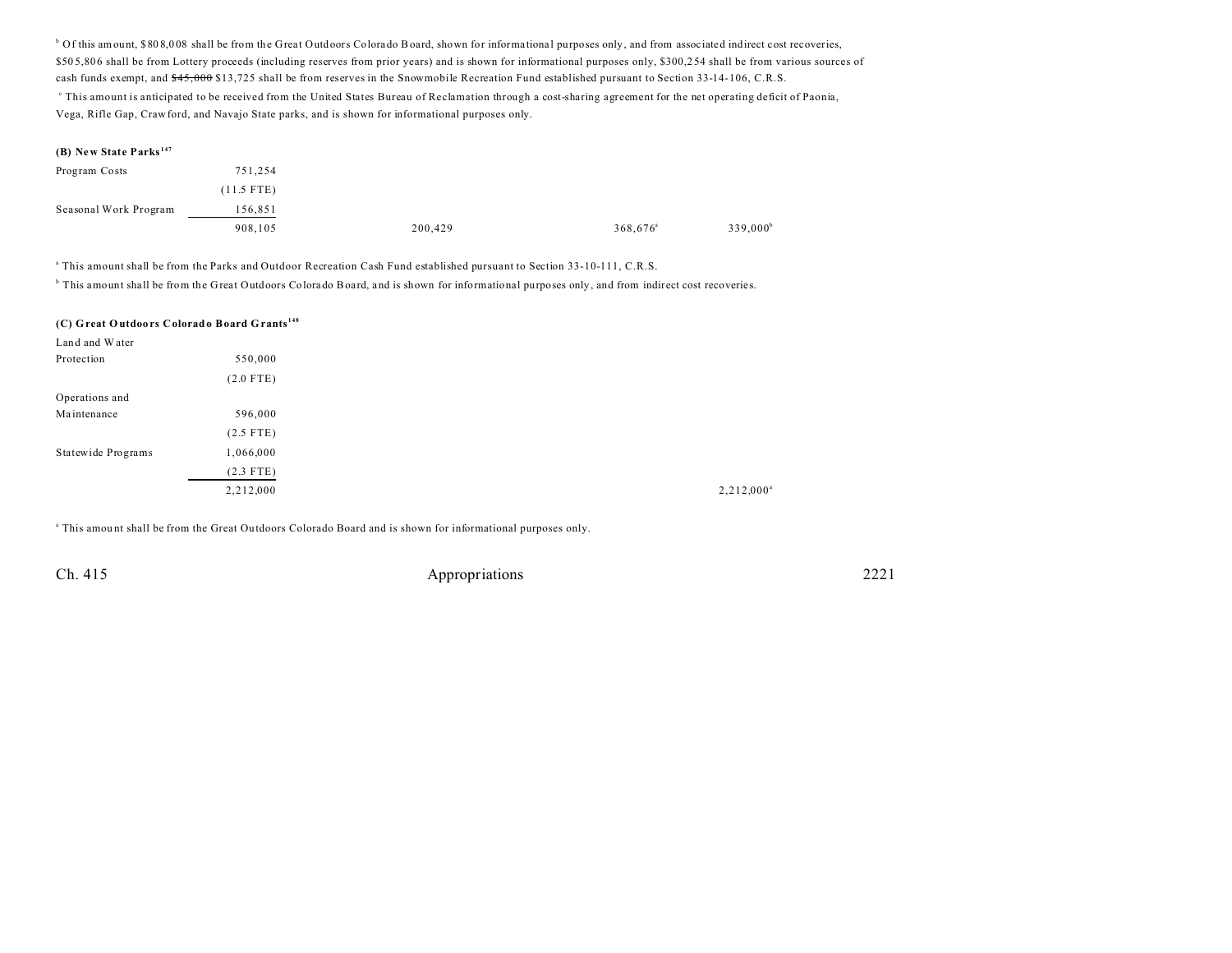[b] Of this amount, $808,008 shall be from the Great Outdoors Colorado Board, shown for informational purposes only, and from associated indirect cost recoveries, $505,806 shall be from Lottery proceeds (including reserves from prior years) and is shown for informational purposes only, $300,254 shall be from various sources of cash funds exempt, and ~~$45,000~~ $13,725 shall be from reserves in the Snowmobile Recreation Fund established pursuant to Section 33-14-106, C.R.S.

[c] This amount is anticipated to be received from the United States Bureau of Reclamation through a cost-sharing agreement for the net operating deficit of Paonia, Vega, Rifle Gap, Crawford, and Navajo State parks, and is shown for informational purposes only.

**(B) New State Parks**[147]

| | | | | | |
|---|---|---|---|---|---|
| Program Costs | 751,254 | | | | |
| | (11.5 FTE) | | | | |
| Seasonal Work Program | 156,851 | | | | |
| | 908,105 | 200,429 | 368,676[a] | 339,000[b] | |

[a] This amount shall be from the Parks and Outdoor Recreation Cash Fund established pursuant to Section 33-10-111, C.R.S.

[b] This amount shall be from the Great Outdoors Colorado Board, and is shown for informational purposes only, and from indirect cost recoveries.

**(C) Great Outdoors Colorado Board Grants**[148]

| | | | | | |
|---|---|---|---|---|---|
| Land and Water Protection | 550,000 | | | | |
| | (2.0 FTE) | | | | |
| Operations and Maintenance | 596,000 | | | | |
| | (2.5 FTE) | | | | |
| Statewide Programs | 1,066,000 | | | | |
| | (2.3 FTE) | | | | |
| | 2,212,000 | | | 2,212,000[a] | |

[a] This amount shall be from the Great Outdoors Colorado Board and is shown for informational purposes only.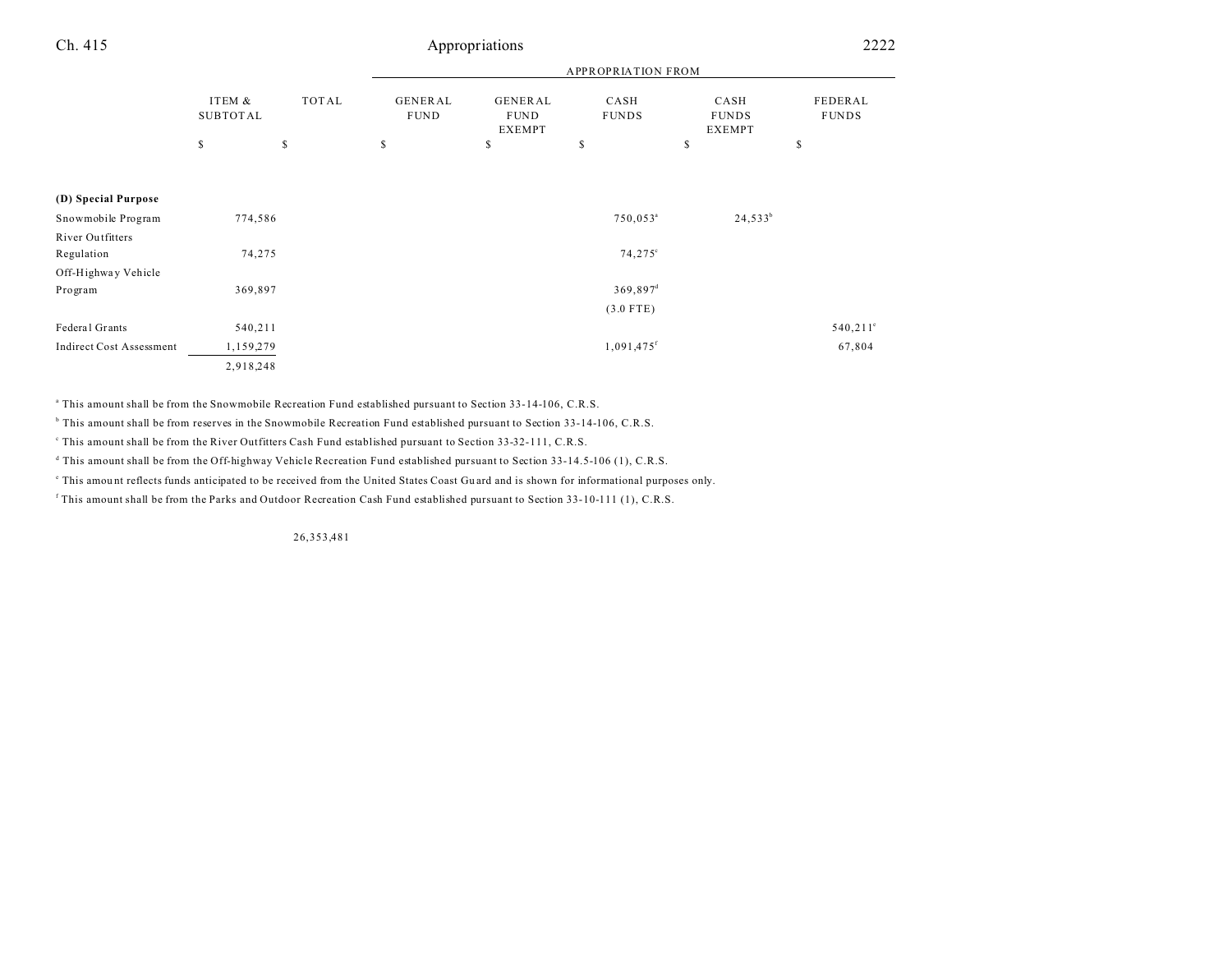| | ITEM & SUBTOTAL | TOTAL | APPROPRIATION FROM | | | | |
|---|---|---|---|---|---|---|---|
| | | | GENERAL FUND | GENERAL FUND EXEMPT | CASH FUNDS | CASH FUNDS EXEMPT | FEDERAL FUNDS |
| | $ | $ | $ | $ | $ | $ | $ |
| **(D) Special Purpose** | | | | | | | |
| Snowmobile Program | 774,586 | | | | 750,053[a] | 24,533[b] | |
| River Outfitters Regulation | 74,275 | | | | 74,275[c] | | |
| Off-Highway Vehicle Program | 369,897 | | | | 369,897[d] | | |
| | | | | | (3.0 FTE) | | |
| Federal Grants | 540,211 | | | | | | 540,211[e] |
| Indirect Cost Assessment | 1,159,279 | | | | 1,091,475[f] | | 67,804 |
| | 2,918,248 | | | | | | |

[a] This amount shall be from the Snowmobile Recreation Fund established pursuant to Section 33-14-106, C.R.S.

[b] This amount shall be from reserves in the Snowmobile Recreation Fund established pursuant to Section 33-14-106, C.R.S.

[c] This amount shall be from the River Outfitters Cash Fund established pursuant to Section 33-32-111, C.R.S.

[d] This amount shall be from the Off-highway Vehicle Recreation Fund established pursuant to Section 33-14.5-106 (1), C.R.S.

[e] This amount reflects funds anticipated to be received from the United States Coast Guard and is shown for informational purposes only.

[f] This amount shall be from the Parks and Outdoor Recreation Cash Fund established pursuant to Section 33-10-111 (1), C.R.S.

| | | TOTAL |
|---|---|---|
| | | 26,353,481 |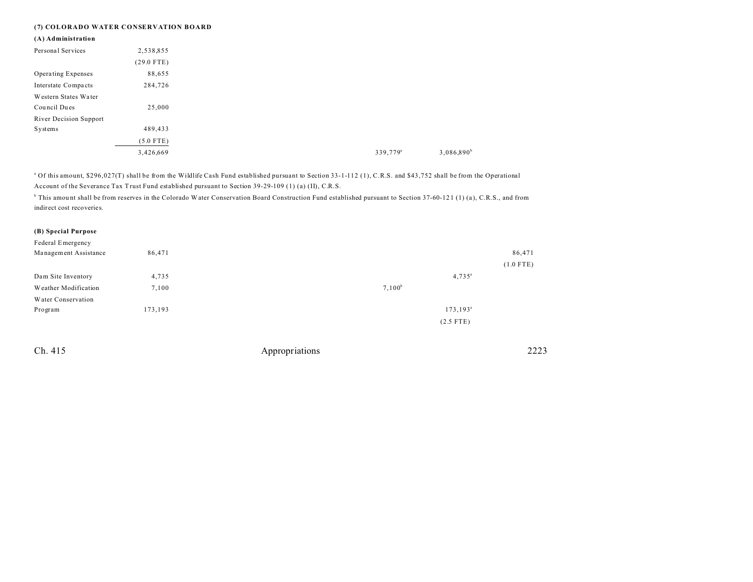### (7) COLORADO WATER CONSERVATION BOARD

#### (A) Administration

| | | | | | | |
|---|---|---|---|---|---|---|
| Personal Services | 2,538,855 | | | | | |
| | (29.0 FTE) | | | | | |
| Operating Expenses | 88,655 | | | | | |
| Interstate Compacts | 284,726 | | | | | |
| Western States Water Council Dues | 25,000 | | | | | |
| River Decision Support Systems | 489,433 | | | | | |
| | (5.0 FTE) | | | | | |
| | 3,426,669 | | | 339,779[a] | 3,086,890[b] | |

[a] Of this amount, $296,027(T) shall be from the Wildlife Cash Fund established pursuant to Section 33-1-112 (1), C.R.S. and $43,752 shall be from the Operational Account of the Severance Tax Trust Fund established pursuant to Section 39-29-109 (1) (a) (II), C.R.S.

[b] This amount shall be from reserves in the Colorado Water Conservation Board Construction Fund established pursuant to Section 37-60-121 (1) (a), C.R.S., and from indirect cost recoveries.

#### (B) Special Purpose

| | | | | | | |
|---|---|---|---|---|---|---|
| Federal Emergency Management Assistance | 86,471 | | | | | 86,471 |
| | | | | | | (1.0 FTE) |
| Dam Site Inventory | 4,735 | | | | 4,735[a] | |
| Weather Modification | 7,100 | | | 7,100[b] | | |
| Water Conservation Program | 173,193 | | | | 173,193[a] | |
| | | | | | (2.5 FTE) | |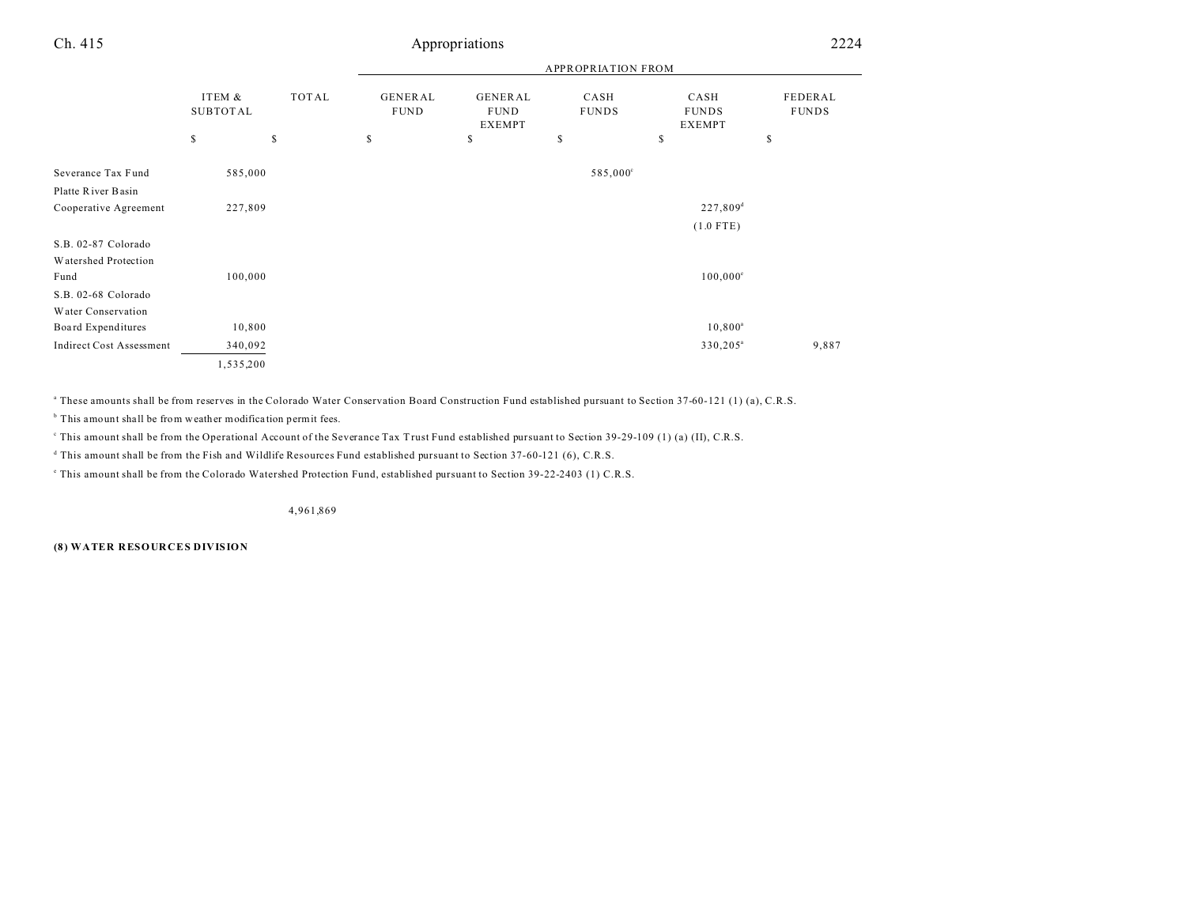| | ITEM & SUBTOTAL | TOTAL | APPROPRIATION FROM | | | | |
|---|---|---|---|---|---|---|---|
| | | | GENERAL FUND | GENERAL FUND EXEMPT | CASH FUNDS | CASH FUNDS EXEMPT | FEDERAL FUNDS |
| | $ | $ | $ | $ | $ | $ | $ |
| Severance Tax Fund | 585,000 | | | | 585,000[c] | | |
| Platte River Basin Cooperative Agreement | 227,809 | | | | | 227,809[d] (1.0 FTE) | |
| S.B. 02-87 Colorado Watershed Protection Fund | 100,000 | | | | | 100,000[e] | |
| S.B. 02-68 Colorado Water Conservation Board Expenditures | 10,800 | | | | | 10,800[a] | |
| Indirect Cost Assessment | 340,092 | | | | | 330,205[a] | 9,887 |
| | 1,535,200 | | | | | | |

[a] These amounts shall be from reserves in the Colorado Water Conservation Board Construction Fund established pursuant to Section 37-60-121 (1) (a), C.R.S.

[b] This amount shall be from weather modification permit fees.

[c] This amount shall be from the Operational Account of the Severance Tax Trust Fund established pursuant to Section 39-29-109 (1) (a) (II), C.R.S.

[d] This amount shall be from the Fish and Wildlife Resources Fund established pursuant to Section 37-60-121 (6), C.R.S.

[e] This amount shall be from the Colorado Watershed Protection Fund, established pursuant to Section 39-22-2403 (1) C.R.S.

| | ITEM & SUBTOTAL | TOTAL | GENERAL FUND | GENERAL FUND EXEMPT | CASH FUNDS | CASH FUNDS EXEMPT | FEDERAL FUNDS |
|---|---|---|---|---|---|---|---|
| | | 4,961,869 | | | | | |

**(8) WATER RESOURCES DIVISION**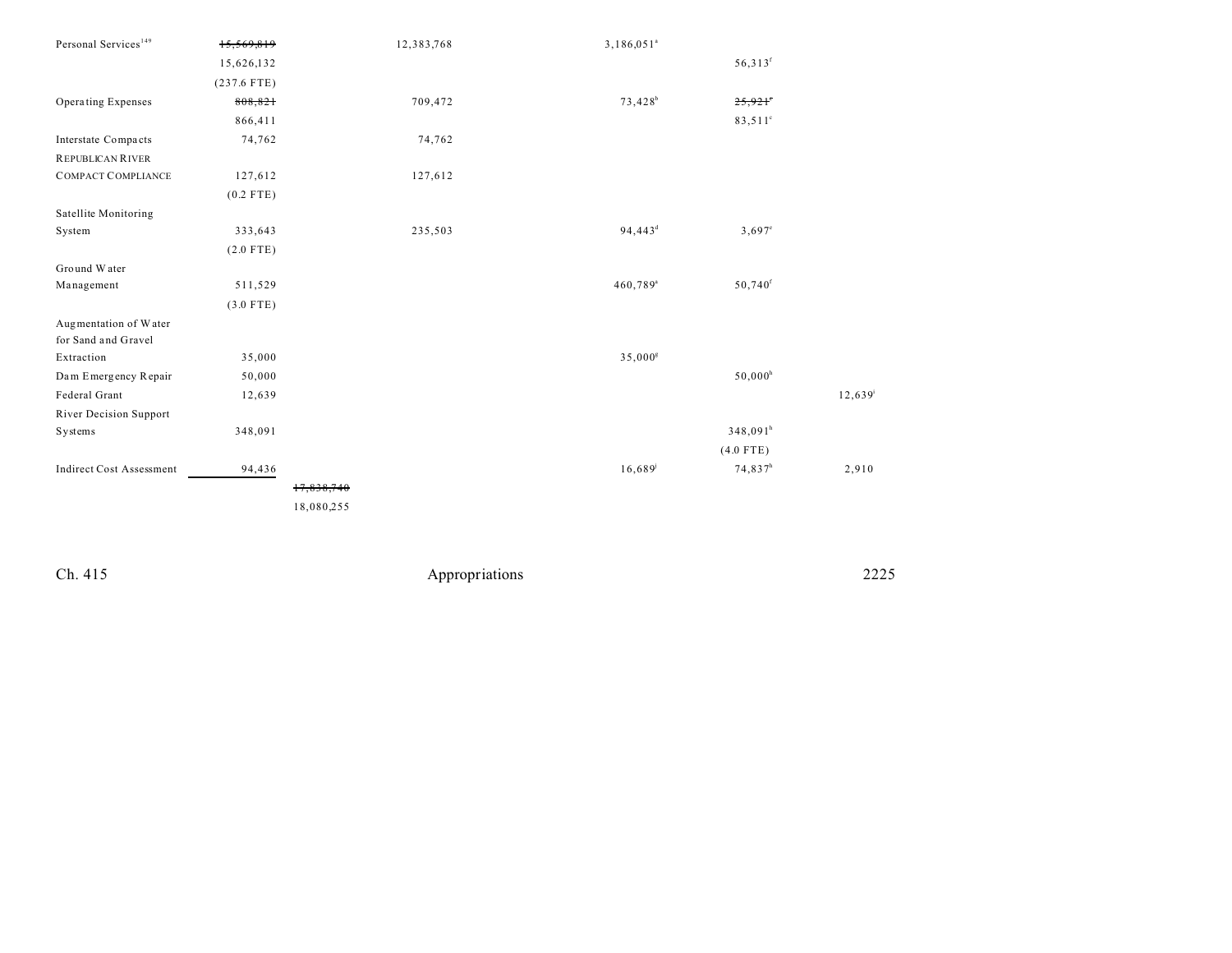| | | | | | | |
|---|---|---|---|---|---|---|
| Personal Services[149] | ~~15,569,819~~ | | 12,383,768 | 3,186,051[a] | | |
| | 15,626,132 | | | | 56,313[f] | |
| | (237.6 FTE) | | | | | |
| Operating Expenses | ~~808,821~~ | | 709,472 | 73,428[b] | ~~25,921~~[c] | |
| | 866,411 | | | | 83,511[c] | |
| Interstate Compacts | 74,762 | | 74,762 | | | |
| REPUBLICAN RIVER COMPACT COMPLIANCE | 127,612 | | 127,612 | | | |
| | (0.2 FTE) | | | | | |
| Satellite Monitoring System | 333,643 | | 235,503 | 94,443[d] | 3,697[e] | |
| | (2.0 FTE) | | | | | |
| Ground Water Management | 511,529 | | | 460,789[a] | 50,740[f] | |
| | (3.0 FTE) | | | | | |
| Augmentation of Water for Sand and Gravel Extraction | 35,000 | | | 35,000[g] | | |
| Dam Emergency Repair | 50,000 | | | | 50,000[h] | |
| Federal Grant | 12,639 | | | | | 12,639[i] |
| River Decision Support Systems | 348,091 | | | | 348,091[h] | |
| | | | | | (4.0 FTE) | |
| Indirect Cost Assessment | 94,436 | | | 16,689[j] | 74,837[h] | 2,910 |
| | | ~~17,838,740~~ | | | | |
| | | 18,080,255 | | | | |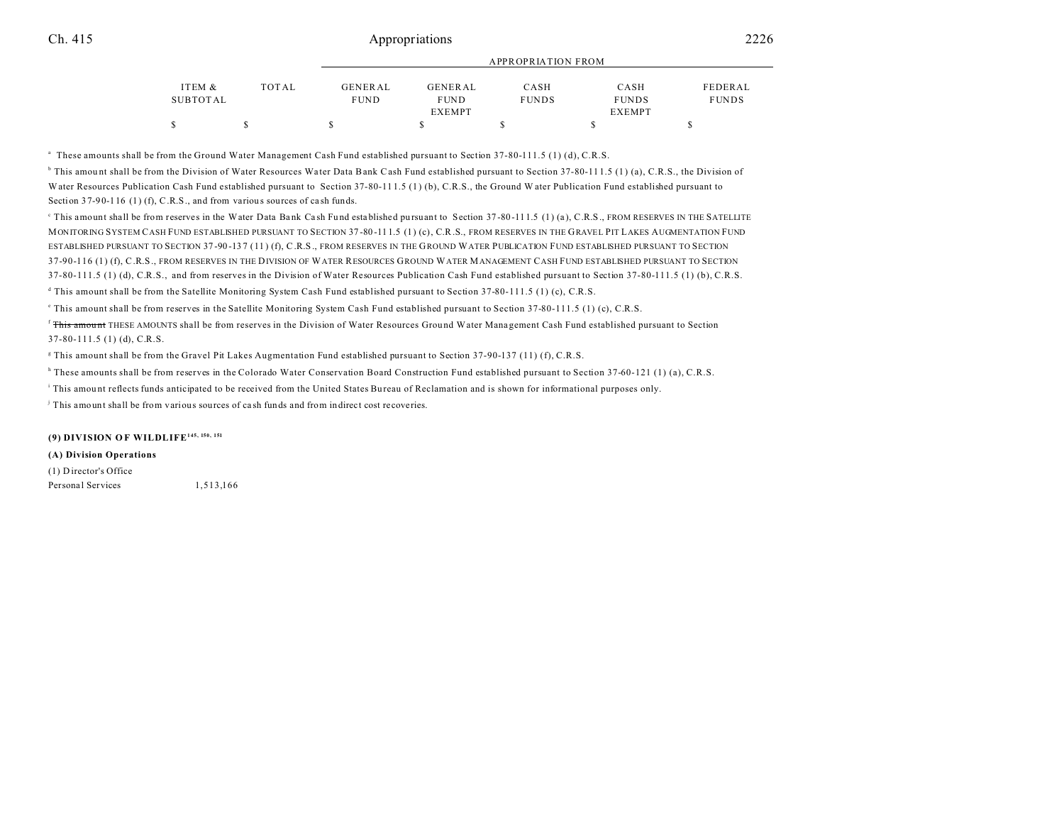| ITEM & SUBTOTAL | TOTAL | GENERAL FUND | GENERAL FUND EXEMPT | CASH FUNDS | CASH FUNDS EXEMPT | FEDERAL FUNDS |
|---|---|---|---|---|---|---|
| $ | $ | $ | $ | $ | $ | $ |

[a] These amounts shall be from the Ground Water Management Cash Fund established pursuant to Section 37-80-111.5 (1) (d), C.R.S.

[b] This amount shall be from the Division of Water Resources Water Data Bank Cash Fund established pursuant to Section 37-80-111.5 (1) (a), C.R.S., the Division of Water Resources Publication Cash Fund established pursuant to Section 37-80-111.5 (1) (b), C.R.S., the Ground Water Publication Fund established pursuant to Section 37-90-116 (1) (f), C.R.S., and from various sources of cash funds.

[c] This amount shall be from reserves in the Water Data Bank Cash Fund established pursuant to Section 37-80-111.5 (1) (a), C.R.S., FROM RESERVES IN THE SATELLITE MONITORING SYSTEM CASH FUND ESTABLISHED PURSUANT TO SECTION 37-80-111.5 (1) (c), C.R.S., FROM RESERVES IN THE GRAVEL PIT LAKES AUGMENTATION FUND ESTABLISHED PURSUANT TO SECTION 37-90-137 (11) (f), C.R.S., FROM RESERVES IN THE GROUND WATER PUBLICATION FUND ESTABLISHED PURSUANT TO SECTION 37-90-116 (1) (f), C.R.S., FROM RESERVES IN THE DIVISION OF WATER RESOURCES GROUND WATER MANAGEMENT CASH FUND ESTABLISHED PURSUANT TO SECTION 37-80-111.5 (1) (d), C.R.S., and from reserves in the Division of Water Resources Publication Cash Fund established pursuant to Section 37-80-111.5 (1) (b), C.R.S.

[d] This amount shall be from the Satellite Monitoring System Cash Fund established pursuant to Section 37-80-111.5 (1) (c), C.R.S.

[e] This amount shall be from reserves in the Satellite Monitoring System Cash Fund established pursuant to Section 37-80-111.5 (1) (c), C.R.S.

[f] ~~This amount~~ THESE AMOUNTS shall be from reserves in the Division of Water Resources Ground Water Management Cash Fund established pursuant to Section 37-80-111.5 (1) (d), C.R.S.

[g] This amount shall be from the Gravel Pit Lakes Augmentation Fund established pursuant to Section 37-90-137 (11) (f), C.R.S.

[h] These amounts shall be from reserves in the Colorado Water Conservation Board Construction Fund established pursuant to Section 37-60-121 (1) (a), C.R.S.

[i] This amount reflects funds anticipated to be received from the United States Bureau of Reclamation and is shown for informational purposes only.

[j] This amount shall be from various sources of cash funds and from indirect cost recoveries.

**(9) DIVISION OF WILDLIFE[145, 150, 151]**

**(A) Division Operations**

(1) Director's Office

| | ITEM & SUBTOTAL | TOTAL | GENERAL FUND | GENERAL FUND EXEMPT | CASH FUNDS | CASH FUNDS EXEMPT | FEDERAL FUNDS |
|---|---|---|---|---|---|---|---|
| Personal Services | 1,513,166 | | | | | | |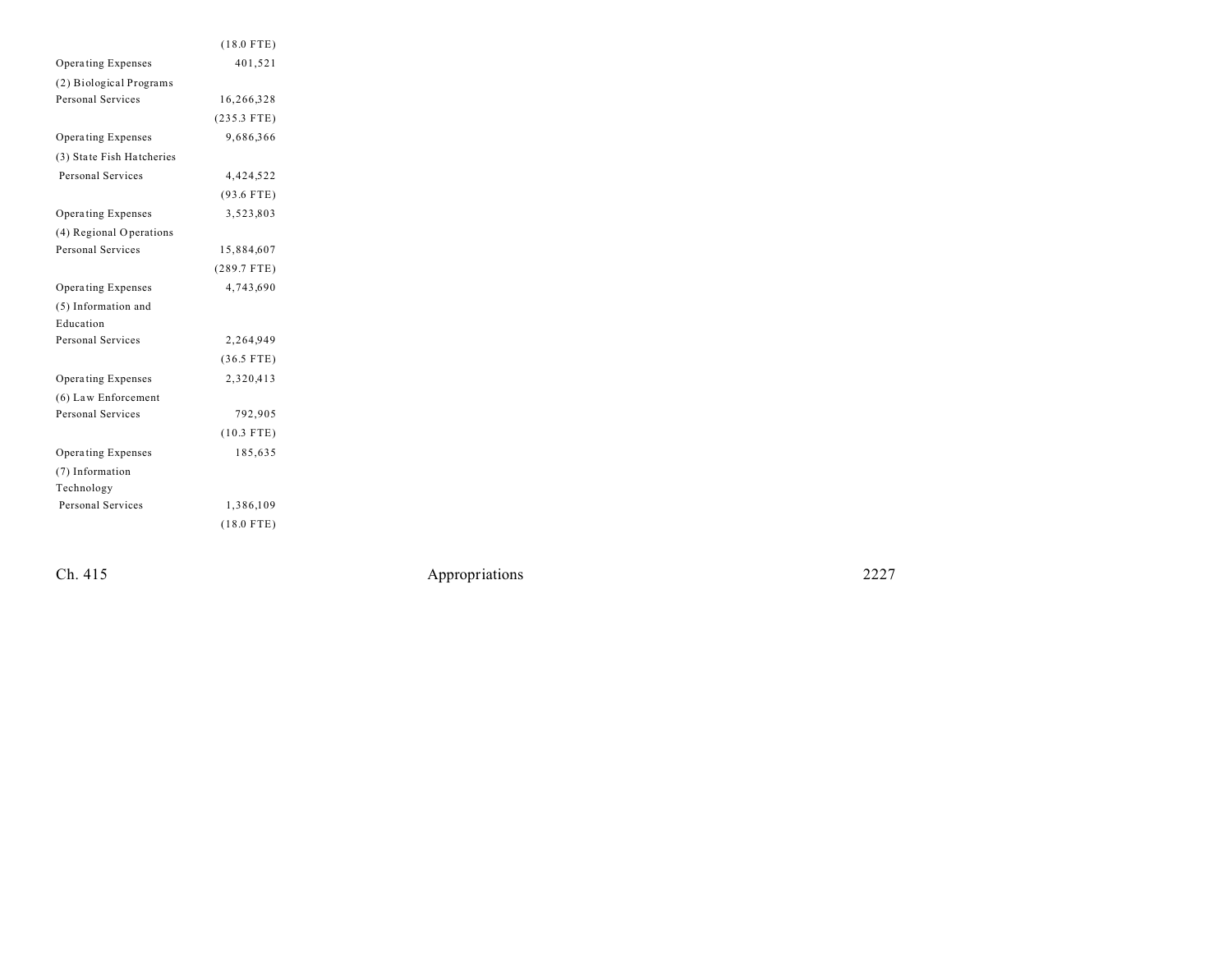| | |
|---|---|
| | (18.0 FTE) |
| Operating Expenses | 401,521 |
| (2) Biological Programs | |
| Personal Services | 16,266,328 |
| | (235.3 FTE) |
| Operating Expenses | 9,686,366 |
| (3) State Fish Hatcheries | |
| Personal Services | 4,424,522 |
| | (93.6 FTE) |
| Operating Expenses | 3,523,803 |
| (4) Regional Operations | |
| Personal Services | 15,884,607 |
| | (289.7 FTE) |
| Operating Expenses | 4,743,690 |
| (5) Information and Education | |
| Personal Services | 2,264,949 |
| | (36.5 FTE) |
| Operating Expenses | 2,320,413 |
| (6) Law Enforcement | |
| Personal Services | 792,905 |
| | (10.3 FTE) |
| Operating Expenses | 185,635 |
| (7) Information Technology | |
| Personal Services | 1,386,109 |
| | (18.0 FTE) |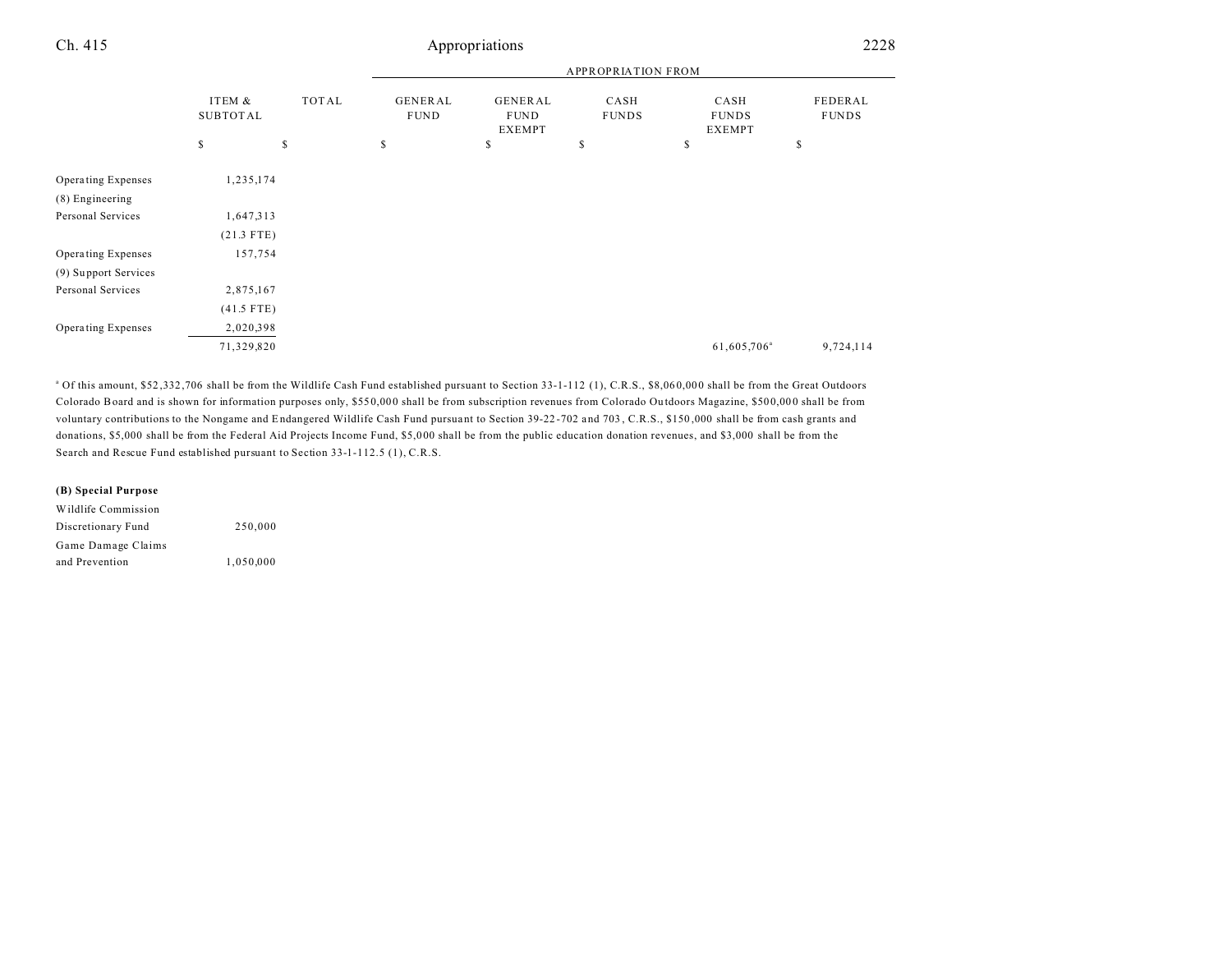| | ITEM & SUBTOTAL | TOTAL | GENERAL FUND | GENERAL FUND EXEMPT | CASH FUNDS | CASH FUNDS EXEMPT | FEDERAL FUNDS |
|---|---|---|---|---|---|---|---|
| | | | APPROPRIATION FROM | | | | |
| | $ | $ | $ | $ | $ | $ | $ |
| Operating Expenses | 1,235,174 | | | | | | |
| (8) Engineering | | | | | | | |
| Personal Services | 1,647,313 | | | | | | |
| | (21.3 FTE) | | | | | | |
| Operating Expenses | 157,754 | | | | | | |
| (9) Support Services | | | | | | | |
| Personal Services | 2,875,167 | | | | | | |
| | (41.5 FTE) | | | | | | |
| Operating Expenses | 2,020,398 | | | | | | |
| | 71,329,820 | | | | | 61,605,706[a] | 9,724,114 |

[a] Of this amount, $52,332,706 shall be from the Wildlife Cash Fund established pursuant to Section 33-1-112 (1), C.R.S., $8,060,000 shall be from the Great Outdoors Colorado Board and is shown for information purposes only, $550,000 shall be from subscription revenues from Colorado Outdoors Magazine, $500,000 shall be from voluntary contributions to the Nongame and Endangered Wildlife Cash Fund pursuant to Section 39-22-702 and 703, C.R.S., $150,000 shall be from cash grants and donations, $5,000 shall be from the Federal Aid Projects Income Fund, $5,000 shall be from the public education donation revenues, and $3,000 shall be from the Search and Rescue Fund established pursuant to Section 33-1-112.5 (1), C.R.S.

**(B) Special Purpose**

| | ITEM & SUBTOTAL | TOTAL | GENERAL FUND | GENERAL FUND EXEMPT | CASH FUNDS | CASH FUNDS EXEMPT | FEDERAL FUNDS |
|---|---|---|---|---|---|---|---|
| Wildlife Commission Discretionary Fund | 250,000 | | | | | | |
| Game Damage Claims and Prevention | 1,050,000 | | | | | | |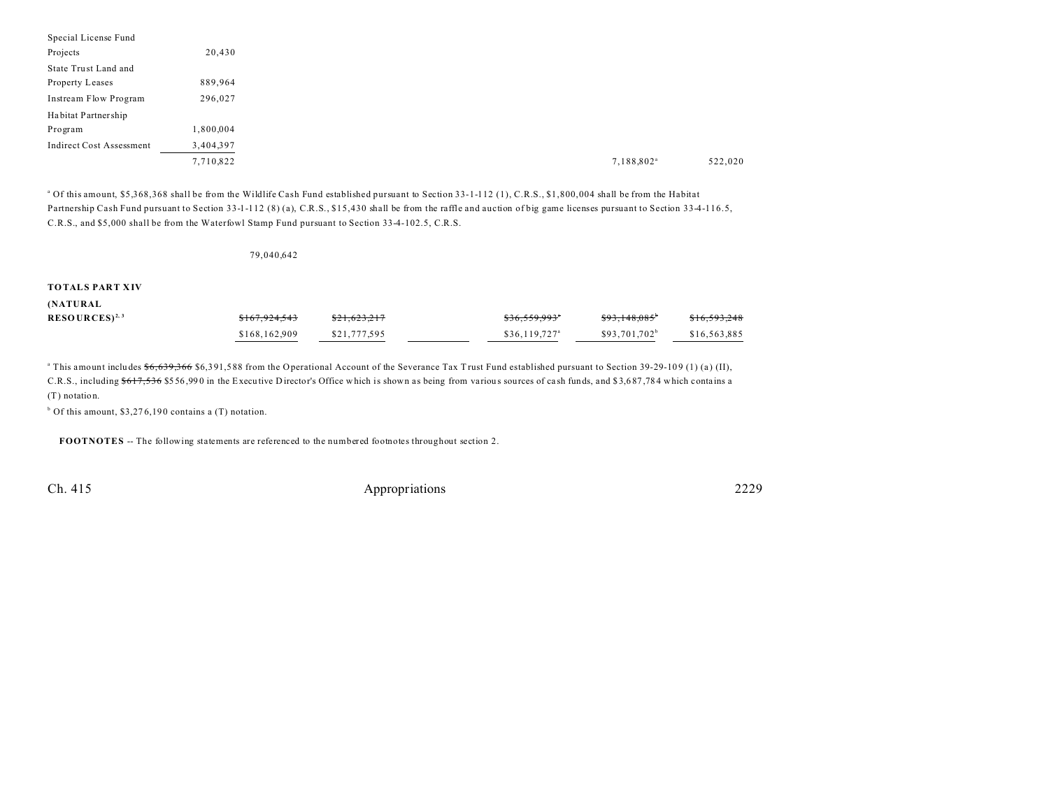| | | | | | | |
|---|---|---|---|---|---|---|
| Special License Fund Projects | 20,430 | | | | | |
| State Trust Land and Property Leases | 889,964 | | | | | |
| Instream Flow Program | 296,027 | | | | | |
| Habitat Partnership Program | 1,800,004 | | | | | |
| Indirect Cost Assessment | 3,404,397 | | | | | |
| | 7,710,822 | | | | 7,188,802[a] | 522,020 |

[a] Of this amount, $5,368,368 shall be from the Wildlife Cash Fund established pursuant to Section 33-1-112 (1), C.R.S., $1,800,004 shall be from the Habitat Partnership Cash Fund pursuant to Section 33-1-112 (8) (a), C.R.S., $15,430 shall be from the raffle and auction of big game licenses pursuant to Section 33-4-116.5, C.R.S., and $5,000 shall be from the Waterfowl Stamp Fund pursuant to Section 33-4-102.5, C.R.S.

79,040,642

| | | | | | | |
|---|---|---|---|---|---|---|
| **TOTALS PART XIV (NATURAL RESOURCES)**[2, 3] | ~~$167,924,543~~ | ~~$21,623,217~~ | | ~~$36,559,993~~[a] | ~~$93,148,085~~[b] | ~~$16,593,248~~ |
| | $168,162,909 | $21,777,595 | | $36,119,727[a] | $93,701,702[b] | $16,563,885 |

[a] This amount includes ~~$6,639,366~~ $6,391,588 from the Operational Account of the Severance Tax Trust Fund established pursuant to Section 39-29-109 (1) (a) (II), C.R.S., including ~~$617,536~~ $556,990 in the Executive Director's Office which is shown as being from various sources of cash funds, and $3,687,784 which contains a (T) notation.

[b] Of this amount, $3,276,190 contains a (T) notation.

**FOOTNOTES** -- The following statements are referenced to the numbered footnotes throughout section 2.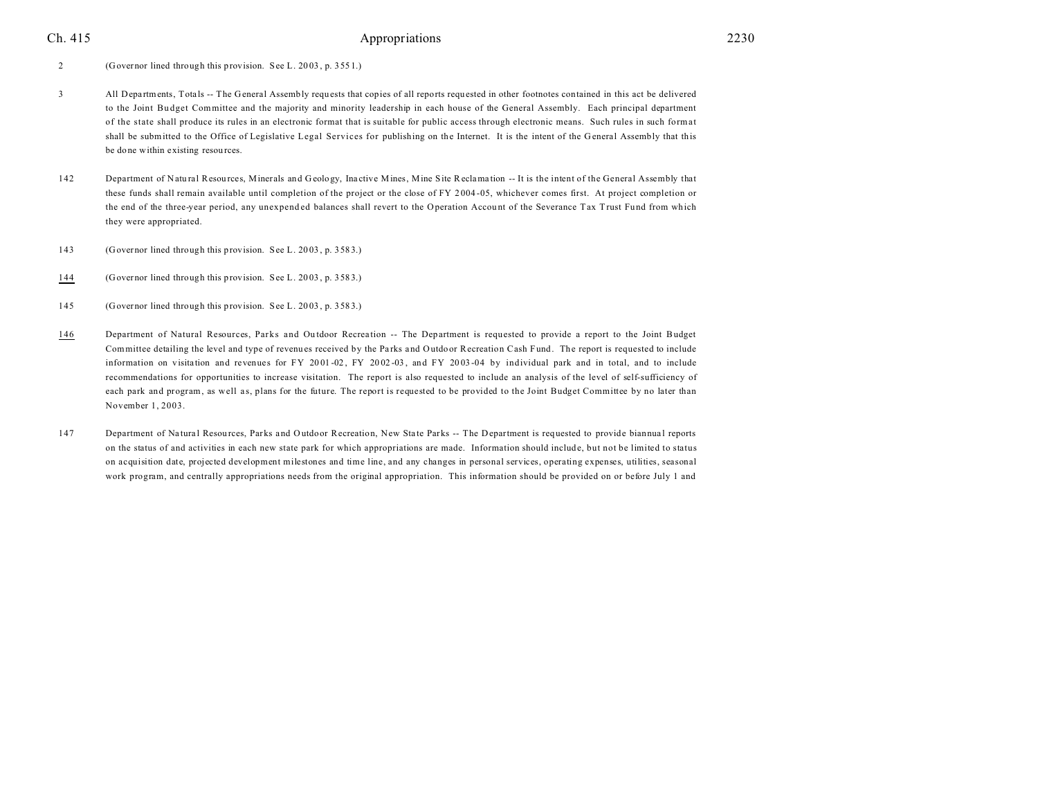2 (Governor lined through this provision. See L. 2003, p. 3551.)

3 All Departments, Totals -- The General Assembly requests that copies of all reports requested in other footnotes contained in this act be delivered to the Joint Budget Committee and the majority and minority leadership in each house of the General Assembly. Each principal department of the state shall produce its rules in an electronic format that is suitable for public access through electronic means. Such rules in such format shall be submitted to the Office of Legislative Legal Services for publishing on the Internet. It is the intent of the General Assembly that this be done within existing resources.

142 Department of Natural Resources, Minerals and Geology, Inactive Mines, Mine Site Reclamation -- It is the intent of the General Assembly that these funds shall remain available until completion of the project or the close of FY 2004-05, whichever comes first. At project completion or the end of the three-year period, any unexpended balances shall revert to the Operation Account of the Severance Tax Trust Fund from which they were appropriated.

143 (Governor lined through this provision. See L. 2003, p. 3583.)

<u>144</u> (Governor lined through this provision. See L. 2003, p. 3583.)

145 (Governor lined through this provision. See L. 2003, p. 3583.)

<u>146</u> Department of Natural Resources, Parks and Outdoor Recreation -- The Department is requested to provide a report to the Joint Budget Committee detailing the level and type of revenues received by the Parks and Outdoor Recreation Cash Fund. The report is requested to include information on visitation and revenues for FY 2001-02, FY 2002-03, and FY 2003-04 by individual park and in total, and to include recommendations for opportunities to increase visitation. The report is also requested to include an analysis of the level of self-sufficiency of each park and program, as well as, plans for the future. The report is requested to be provided to the Joint Budget Committee by no later than November 1, 2003.

147 Department of Natural Resources, Parks and Outdoor Recreation, New State Parks -- The Department is requested to provide biannual reports on the status of and activities in each new state park for which appropriations are made. Information should include, but not be limited to status on acquisition date, projected development milestones and time line, and any changes in personal services, operating expenses, utilities, seasonal work program, and centrally appropriations needs from the original appropriation. This information should be provided on or before July 1 and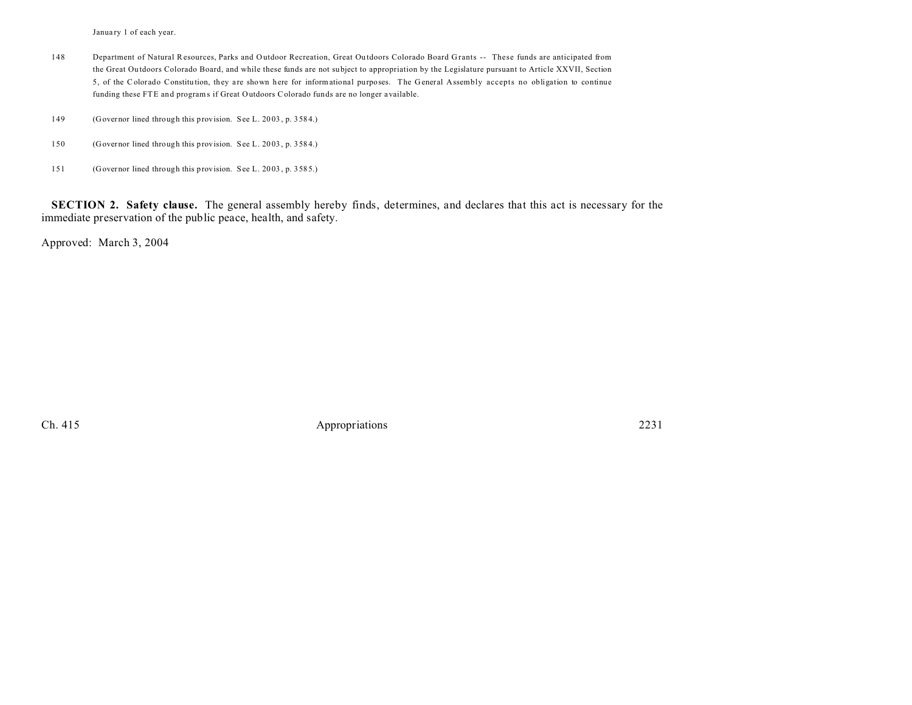January 1 of each year.

148 Department of Natural Resources, Parks and Outdoor Recreation, Great Outdoors Colorado Board Grants -- These funds are anticipated from the Great Outdoors Colorado Board, and while these funds are not subject to appropriation by the Legislature pursuant to Article XXVII, Section 5, of the Colorado Constitution, they are shown here for informational purposes. The General Assembly accepts no obligation to continue funding these FTE and programs if Great Outdoors Colorado funds are no longer available.

149 (Governor lined through this provision. See L. 2003, p. 3584.)

150 (Governor lined through this provision. See L. 2003, p. 3584.)

151 (Governor lined through this provision. See L. 2003, p. 3585.)

**SECTION 2. Safety clause.** The general assembly hereby finds, determines, and declares that this act is necessary for the immediate preservation of the public peace, health, and safety.

Approved: March 3, 2004